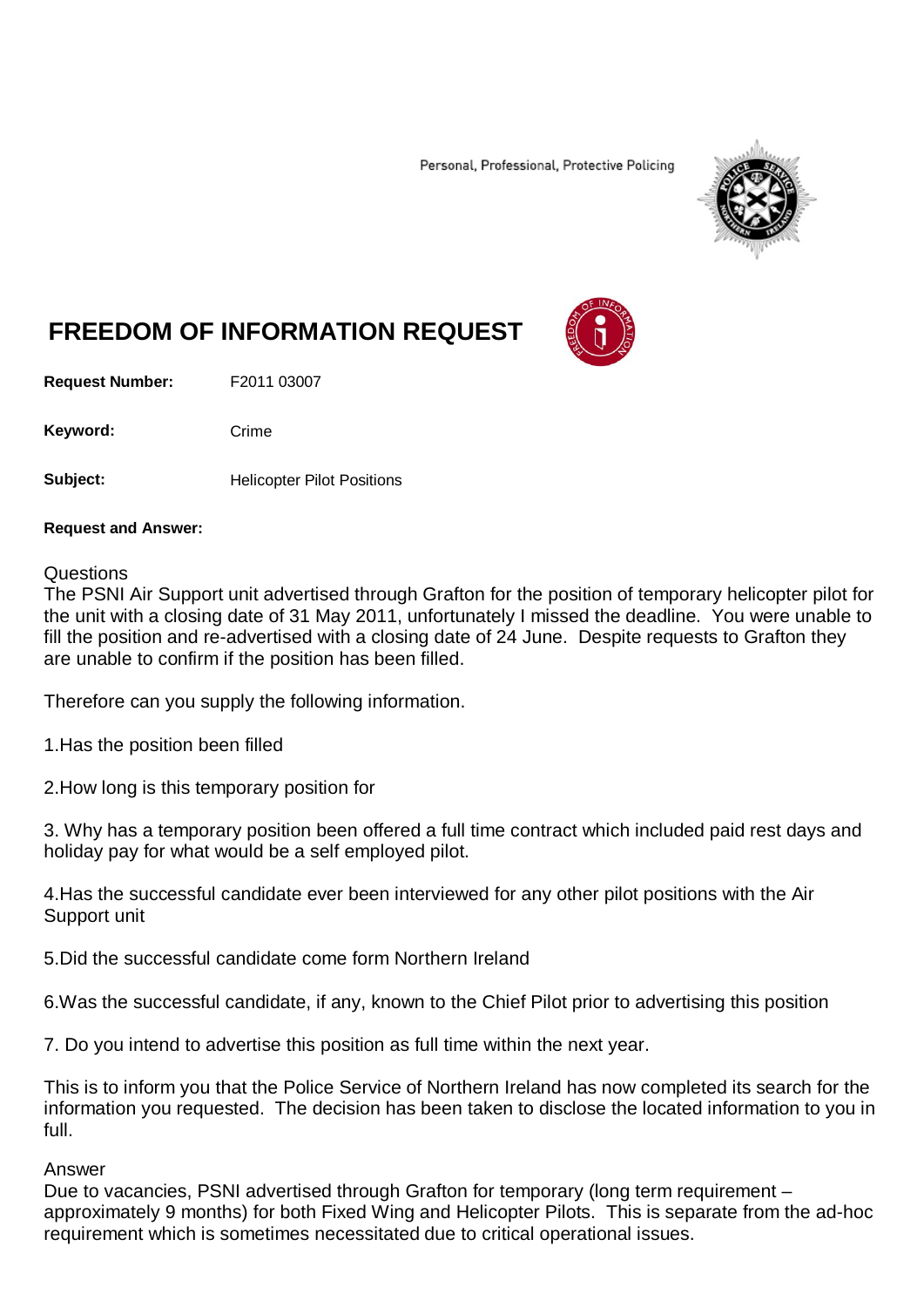Personal, Professional, Protective Policing

# FREEDOM OF INFORMATION REQUEST

**Request Number:** F2011 03007

**Keyword:** Crime

**Subject:** Helicopter Pilot Positions

**Request and Answer:**

Questions
The PSNI Air Support unit advertised through Grafton for the position of temporary helicopter pilot for the unit with a closing date of 31 May 2011, unfortunately I missed the deadline. You were unable to fill the position and re-advertised with a closing date of 24 June. Despite requests to Grafton they are unable to confirm if the position has been filled.

Therefore can you supply the following information.

1.Has the position been filled

2.How long is this temporary position for

3. Why has a temporary position been offered a full time contract which included paid rest days and holiday pay for what would be a self employed pilot.

4.Has the successful candidate ever been interviewed for any other pilot positions with the Air Support unit

5.Did the successful candidate come form Northern Ireland

6.Was the successful candidate, if any, known to the Chief Pilot prior to advertising this position

7. Do you intend to advertise this position as full time within the next year.

This is to inform you that the Police Service of Northern Ireland has now completed its search for the information you requested. The decision has been taken to disclose the located information to you in full.

Answer
Due to vacancies, PSNI advertised through Grafton for temporary (long term requirement – approximately 9 months) for both Fixed Wing and Helicopter Pilots. This is separate from the ad-hoc requirement which is sometimes necessitated due to critical operational issues.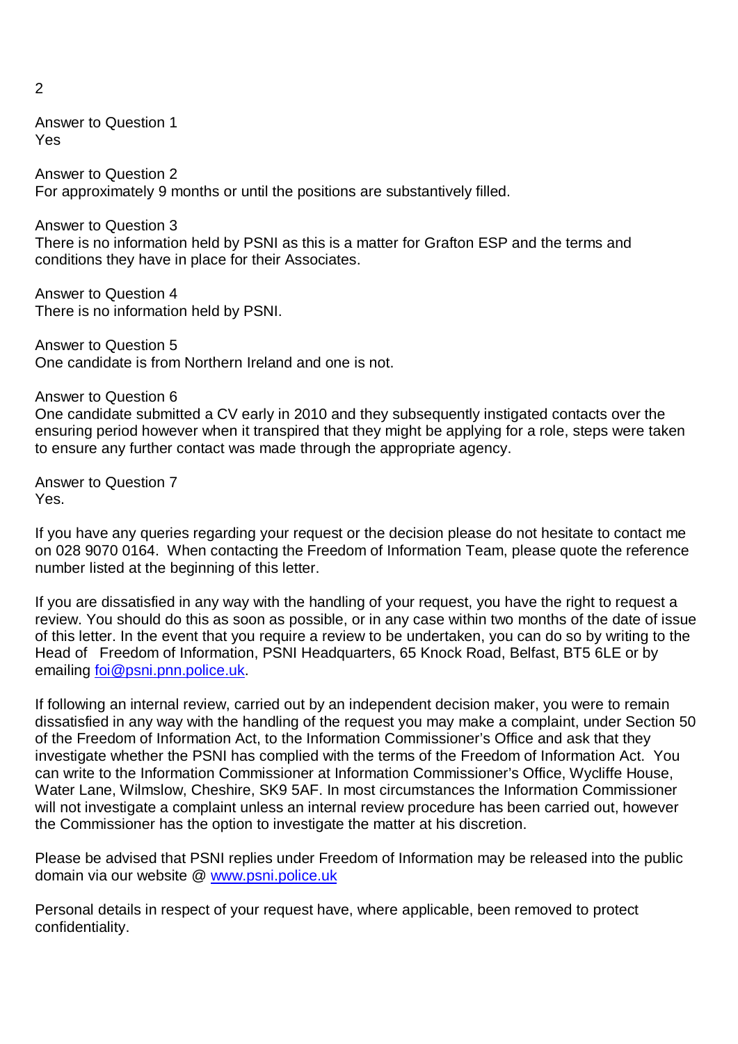Answer to Question 1
Yes

Answer to Question 2
For approximately 9 months or until the positions are substantively filled.

Answer to Question 3
There is no information held by PSNI as this is a matter for Grafton ESP and the terms and conditions they have in place for their Associates.

Answer to Question 4
There is no information held by PSNI.

Answer to Question 5
One candidate is from Northern Ireland and one is not.

Answer to Question 6
One candidate submitted a CV early in 2010 and they subsequently instigated contacts over the ensuring period however when it transpired that they might be applying for a role, steps were taken to ensure any further contact was made through the appropriate agency.

Answer to Question 7
Yes.

If you have any queries regarding your request or the decision please do not hesitate to contact me on 028 9070 0164. When contacting the Freedom of Information Team, please quote the reference number listed at the beginning of this letter.

If you are dissatisfied in any way with the handling of your request, you have the right to request a review. You should do this as soon as possible, or in any case within two months of the date of issue of this letter. In the event that you require a review to be undertaken, you can do so by writing to the Head of Freedom of Information, PSNI Headquarters, 65 Knock Road, Belfast, BT5 6LE or by emailing [foi@psni.pnn.police.uk](mailto:foi@psni.pnn.police.uk).

If following an internal review, carried out by an independent decision maker, you were to remain dissatisfied in any way with the handling of the request you may make a complaint, under Section 50 of the Freedom of Information Act, to the Information Commissioner's Office and ask that they investigate whether the PSNI has complied with the terms of the Freedom of Information Act. You can write to the Information Commissioner at Information Commissioner's Office, Wycliffe House, Water Lane, Wilmslow, Cheshire, SK9 5AF. In most circumstances the Information Commissioner will not investigate a complaint unless an internal review procedure has been carried out, however the Commissioner has the option to investigate the matter at his discretion.

Please be advised that PSNI replies under Freedom of Information may be released into the public domain via our website @ [www.psni.police.uk](http://www.psni.police.uk)

Personal details in respect of your request have, where applicable, been removed to protect confidentiality.